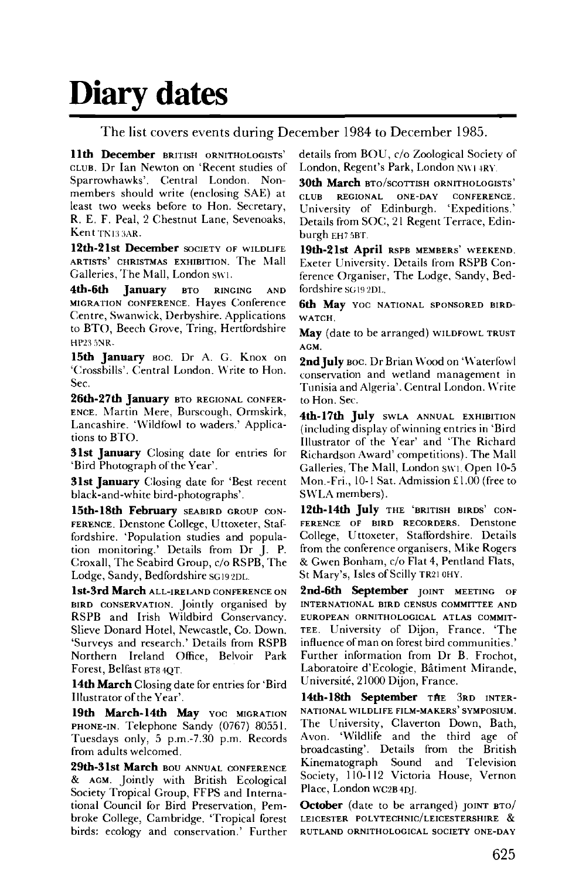# Diary dates

The list covers events during December 1984 to December 1985.

**11th December** BRITISH ORNITHOLOGISTS' CLUB. Dr Ian Newton on 'Recent studies of Sparrowhawks'. Central London. Non-members should write (enclosing SAE) at least two weeks before to Hon. Secretary, R. E. F. Peal, 2 Chestnut Lane, Sevenoaks, Kent TN13 3AR.

**12th-21st December** SOCIETY OF WILDLIFE ARTISTS' CHRISTMAS EXHIBITION. The Mall Galleries, The Mall, London SW1.

**4th-6th January** BTO RINGING AND MIGRATION CONFERENCE. Hayes Conference Centre, Swanwick, Derbyshire. Applications to BTO, Beech Grove, Tring, Hertfordshire HP23 5NR.

**15th January** BOC. Dr A. G. Knox on 'Crossbills'. Central London. Write to Hon. Sec.

**26th-27th January** BTO REGIONAL CONFERENCE. Martin Mere, Burscough, Ormskirk, Lancashire. 'Wildfowl to waders.' Applications to BTO.

**31st January** Closing date for entries for 'Bird Photograph of the Year'.

**31st January** Closing date for 'Best recent black-and-white bird-photographs'.

**15th-18th February** SEABIRD GROUP CONFERENCE. Denstone College, Uttoxeter, Staffordshire. 'Population studies and population monitoring.' Details from Dr J. P. Croxall, The Seabird Group, c/o RSPB, The Lodge, Sandy, Bedfordshire SG19 2DL.

**1st-3rd March** ALL-IRELAND CONFERENCE ON BIRD CONSERVATION. Jointly organised by RSPB and Irish Wildbird Conservancy. Slieve Donard Hotel, Newcastle, Co. Down. 'Surveys and research.' Details from RSPB Northern Ireland Office, Belvoir Park Forest, Belfast BT8 4QT.

**14th March** Closing date for entries for 'Bird Illustrator of the Year'.

**19th March-14th May** YOC MIGRATION PHONE-IN. Telephone Sandy (0767) 80551. Tuesdays only, 5 p.m.-7.30 p.m. Records from adults welcomed.

**29th-31st March** BOU ANNUAL CONFERENCE & AGM. Jointly with British Ecological Society Tropical Group, FFPS and International Council for Bird Preservation, Pembroke College, Cambridge. 'Tropical forest birds: ecology and conservation.' Further details from BOU, c/o Zoological Society of London, Regent's Park, London NW1 4RY.

**30th March** BTO/SCOTTISH ORNITHOLOGISTS' CLUB REGIONAL ONE-DAY CONFERENCE. University of Edinburgh. 'Expeditions.' Details from SOC, 21 Regent Terrace, Edinburgh EH7 5BT.

**19th-21st April** RSPB MEMBERS' WEEKEND. Exeter University. Details from RSPB Conference Organiser, The Lodge, Sandy, Bedfordshire SG19 2DL.

**6th May** YOC NATIONAL SPONSORED BIRD-WATCH.

**May** (date to be arranged) WILDFOWL TRUST AGM.

**2nd July** BOC. Dr Brian Wood on 'Waterfowl conservation and wetland management in Tunisia and Algeria'. Central London. Write to Hon. Sec.

**4th-17th July** SWLA ANNUAL EXHIBITION (including display of winning entries in 'Bird Illustrator of the Year' and 'The Richard Richardson Award' competitions). The Mall Galleries, The Mall, London SW1. Open 10-5 Mon.-Fri., 10-1 Sat. Admission £1.00 (free to SWLA members).

**12th-14th July** THE 'BRITISH BIRDS' CONFERENCE OF BIRD RECORDERS. Denstone College, Uttoxeter, Staffordshire. Details from the conference organisers, Mike Rogers & Gwen Bonham, c/o Flat 4, Pentland Flats, St Mary's, Isles of Scilly TR21 0HY.

**2nd-6th September** JOINT MEETING OF INTERNATIONAL BIRD CENSUS COMMITTEE AND EUROPEAN ORNITHOLOGICAL ATLAS COMMITTEE. University of Dijon, France. 'The influence of man on forest bird communities.' Further information from Dr B. Frochot, Laboratoire d'Ecologie, Bâtiment Mirande, Université, 21000 Dijon, France.

**14th-18th September** THE 3RD INTERNATIONAL WILDLIFE FILM-MAKERS' SYMPOSIUM. The University, Claverton Down, Bath, Avon. 'Wildlife and the third age of broadcasting'. Details from the British Kinematograph Sound and Television Society, 110-112 Victoria House, Vernon Place, London WC2B 4DJ.

**October** (date to be arranged) JOINT BTO/LEICESTER POLYTECHNIC/LEICESTERSHIRE & RUTLAND ORNITHOLOGICAL SOCIETY ONE-DAY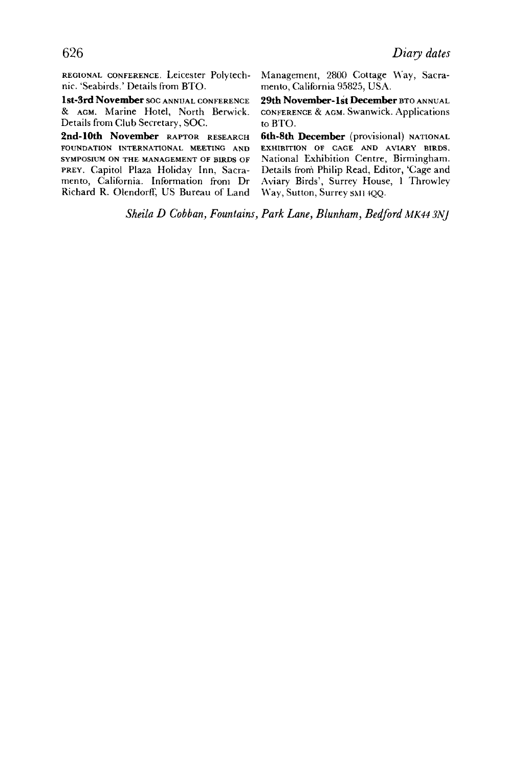REGIONAL CONFERENCE. Leicester Polytechnic. 'Seabirds.' Details from BTO.

**1st-3rd November** SOC ANNUAL CONFERENCE & AGM. Marine Hotel, North Berwick. Details from Club Secretary, SOC.

**2nd-10th November** RAPTOR RESEARCH FOUNDATION INTERNATIONAL MEETING AND SYMPOSIUM ON THE MANAGEMENT OF BIRDS OF PREY. Capitol Plaza Holiday Inn, Sacramento, California. Information from Dr Richard R. Olendorff, US Bureau of Land Management, 2800 Cottage Way, Sacramento, California 95825, USA.

**29th November-1st December** BTO ANNUAL CONFERENCE & AGM. Swanwick. Applications to BTO.

**6th-8th December** (provisional) NATIONAL EXHIBITION OF CAGE AND AVIARY BIRDS. National Exhibition Centre, Birmingham. Details from Philip Read, Editor, 'Cage and Aviary Birds', Surrey House, 1 Throwley Way, Sutton, Surrey SM1 4QQ.

*Sheila D Cobban, Fountains, Park Lane, Blunham, Bedford MK44 3NJ*